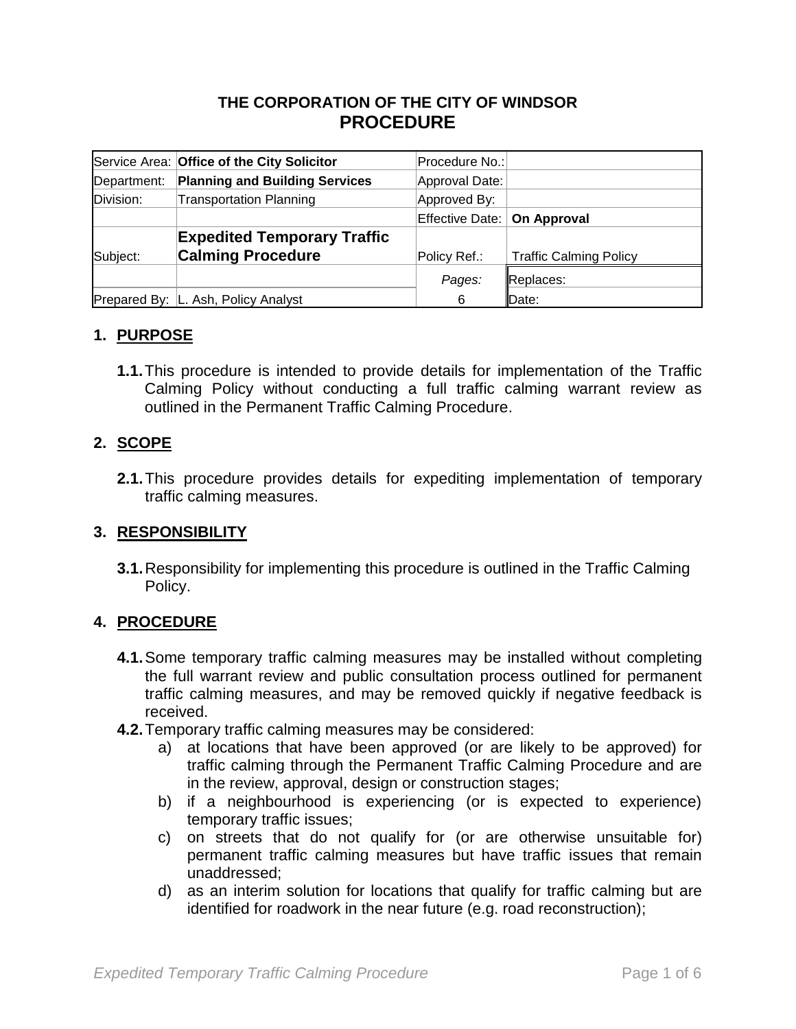**THE CORPORATION OF THE CITY OF WINDSOR**

# PROCEDURE

| | | | |
|---|---|---|---|
| Service Area: | **Office of the City Solicitor** | Procedure No.: | |
| Department: | **Planning and Building Services** | Approval Date: | |
| Division: | Transportation Planning | Approved By: | |
| | | Effective Date: | **On Approval** |
| Subject: | **Expedited Temporary Traffic Calming Procedure** | Policy Ref.: | Traffic Calming Policy |
| | | *Pages:* | Replaces: |
| Prepared By: | L. Ash, Policy Analyst | 6 | Date: |

## 1. PURPOSE

**1.1.** This procedure is intended to provide details for implementation of the Traffic Calming Policy without conducting a full traffic calming warrant review as outlined in the Permanent Traffic Calming Procedure.

## 2. SCOPE

**2.1.** This procedure provides details for expediting implementation of temporary traffic calming measures.

## 3. RESPONSIBILITY

**3.1.** Responsibility for implementing this procedure is outlined in the Traffic Calming Policy.

## 4. PROCEDURE

**4.1.** Some temporary traffic calming measures may be installed without completing the full warrant review and public consultation process outlined for permanent traffic calming measures, and may be removed quickly if negative feedback is received.

**4.2.** Temporary traffic calming measures may be considered:

a) at locations that have been approved (or are likely to be approved) for traffic calming through the Permanent Traffic Calming Procedure and are in the review, approval, design or construction stages;

b) if a neighbourhood is experiencing (or is expected to experience) temporary traffic issues;

c) on streets that do not qualify for (or are otherwise unsuitable for) permanent traffic calming measures but have traffic issues that remain unaddressed;

d) as an interim solution for locations that qualify for traffic calming but are identified for roadwork in the near future (e.g. road reconstruction);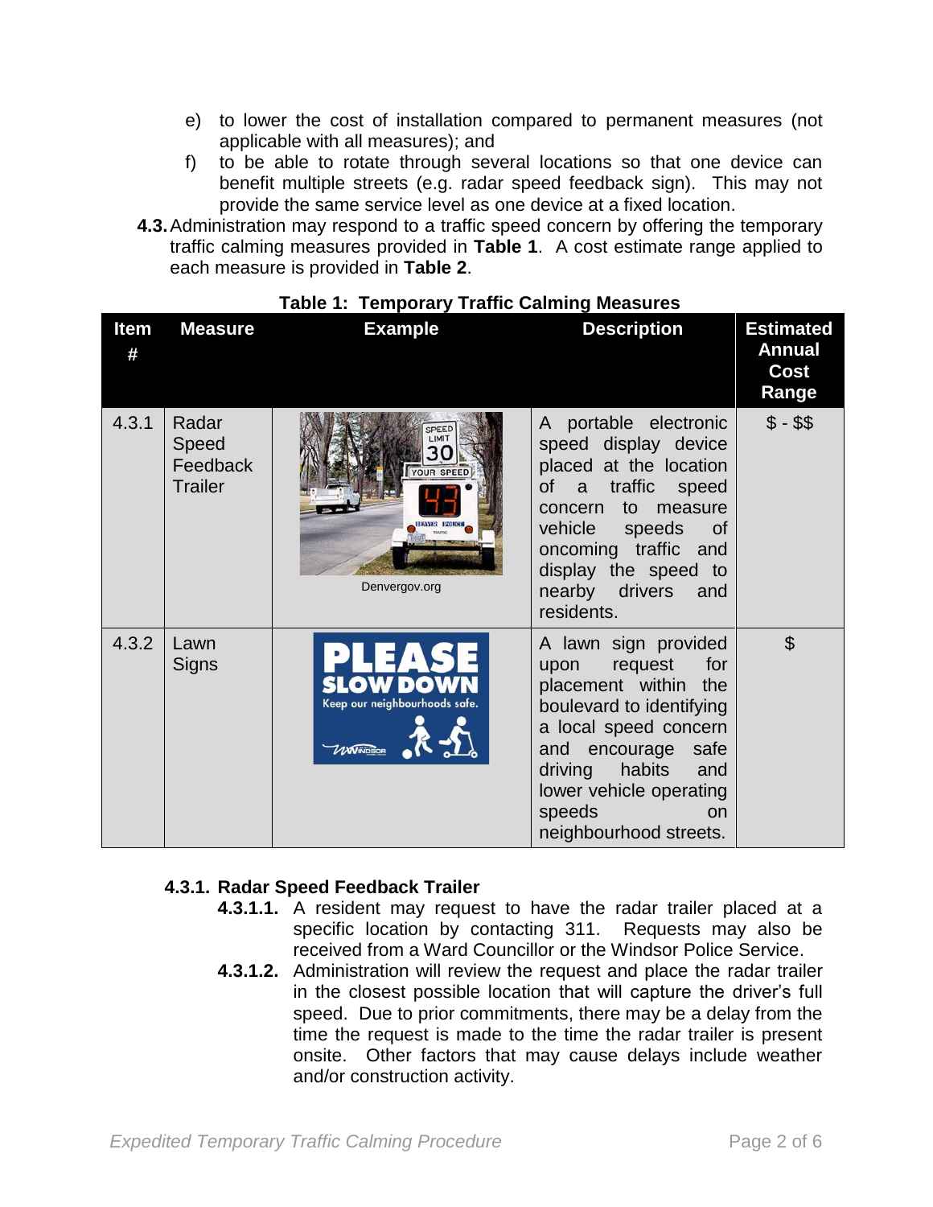e) to lower the cost of installation compared to permanent measures (not applicable with all measures); and

f) to be able to rotate through several locations so that one device can benefit multiple streets (e.g. radar speed feedback sign). This may not provide the same service level as one device at a fixed location.

**4.3.** Administration may respond to a traffic speed concern by offering the temporary traffic calming measures provided in **Table 1**. A cost estimate range applied to each measure is provided in **Table 2**.

**Table 1: Temporary Traffic Calming Measures**

| Item # | Measure | Example | Description | Estimated Annual Cost Range |
|---|---|---|---|---|
| 4.3.1 | Radar Speed Feedback Trailer | Denvergov.org | A portable electronic speed display device placed at the location of a traffic speed concern to measure vehicle speeds of oncoming traffic and display the speed to nearby drivers and residents. | $ - $$ |
| 4.3.2 | Lawn Signs | PLEASE SLOW DOWN Keep our neighbourhoods safe. | A lawn sign provided upon request for placement within the boulevard to identifying a local speed concern and encourage safe driving habits and lower vehicle operating speeds on neighbourhood streets. | $ |

### 4.3.1. Radar Speed Feedback Trailer

**4.3.1.1.** A resident may request to have the radar trailer placed at a specific location by contacting 311. Requests may also be received from a Ward Councillor or the Windsor Police Service.

**4.3.1.2.** Administration will review the request and place the radar trailer in the closest possible location that will capture the driver's full speed. Due to prior commitments, there may be a delay from the time the request is made to the time the radar trailer is present onsite. Other factors that may cause delays include weather and/or construction activity.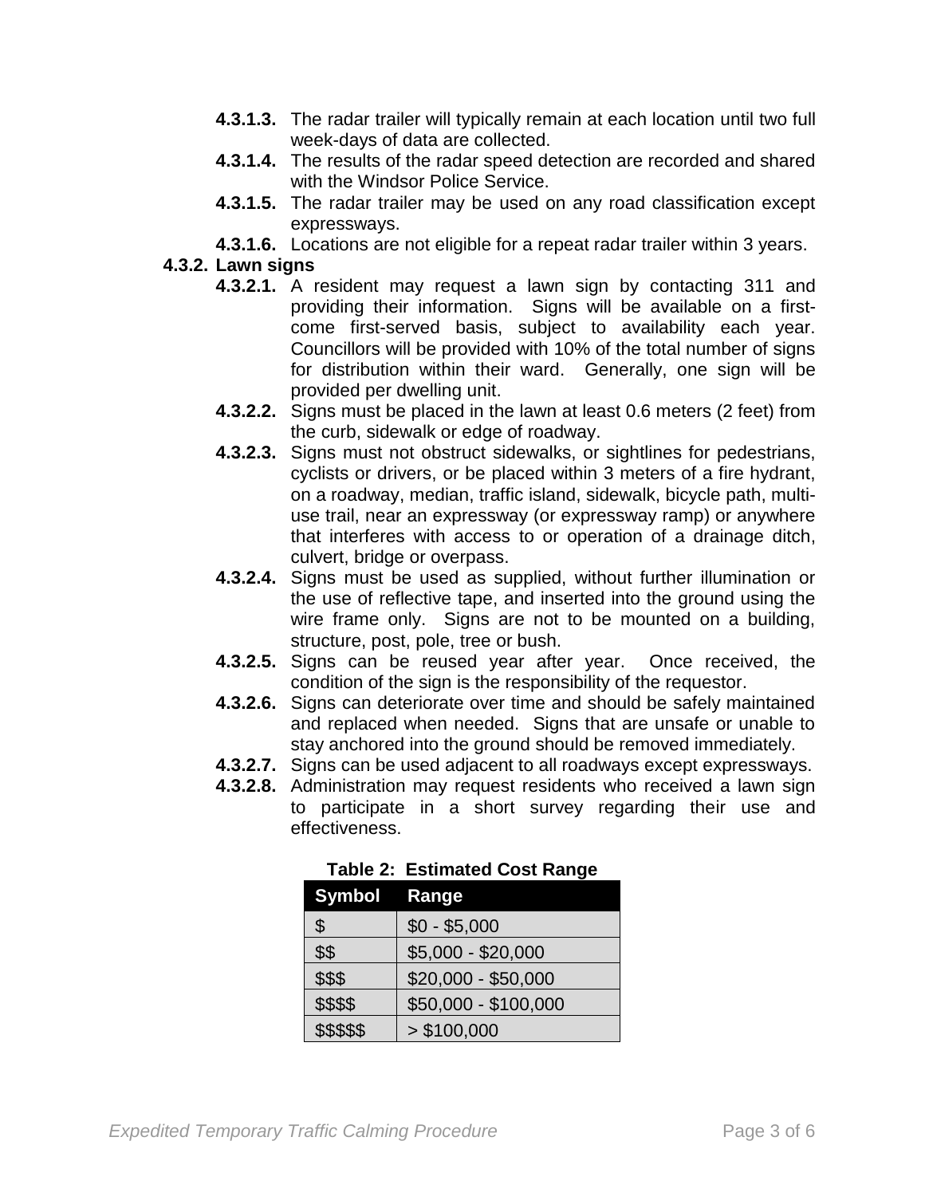**4.3.1.3.** The radar trailer will typically remain at each location until two full week-days of data are collected.

**4.3.1.4.** The results of the radar speed detection are recorded and shared with the Windsor Police Service.

**4.3.1.5.** The radar trailer may be used on any road classification except expressways.

**4.3.1.6.** Locations are not eligible for a repeat radar trailer within 3 years.

**4.3.2. Lawn signs**

**4.3.2.1.** A resident may request a lawn sign by contacting 311 and providing their information. Signs will be available on a first-come first-served basis, subject to availability each year. Councillors will be provided with 10% of the total number of signs for distribution within their ward. Generally, one sign will be provided per dwelling unit.

**4.3.2.2.** Signs must be placed in the lawn at least 0.6 meters (2 feet) from the curb, sidewalk or edge of roadway.

**4.3.2.3.** Signs must not obstruct sidewalks, or sightlines for pedestrians, cyclists or drivers, or be placed within 3 meters of a fire hydrant, on a roadway, median, traffic island, sidewalk, bicycle path, multi-use trail, near an expressway (or expressway ramp) or anywhere that interferes with access to or operation of a drainage ditch, culvert, bridge or overpass.

**4.3.2.4.** Signs must be used as supplied, without further illumination or the use of reflective tape, and inserted into the ground using the wire frame only. Signs are not to be mounted on a building, structure, post, pole, tree or bush.

**4.3.2.5.** Signs can be reused year after year. Once received, the condition of the sign is the responsibility of the requestor.

**4.3.2.6.** Signs can deteriorate over time and should be safely maintained and replaced when needed. Signs that are unsafe or unable to stay anchored into the ground should be removed immediately.

**4.3.2.7.** Signs can be used adjacent to all roadways except expressways.

**4.3.2.8.** Administration may request residents who received a lawn sign to participate in a short survey regarding their use and effectiveness.

**Table 2: Estimated Cost Range**

| Symbol | Range |
|---|---|
| $ | $0 - $5,000 |
| $$ | $5,000 - $20,000 |
| $$$ | $20,000 - $50,000 |
| $$$$ | $50,000 - $100,000 |
| $$$$$ | > $100,000 |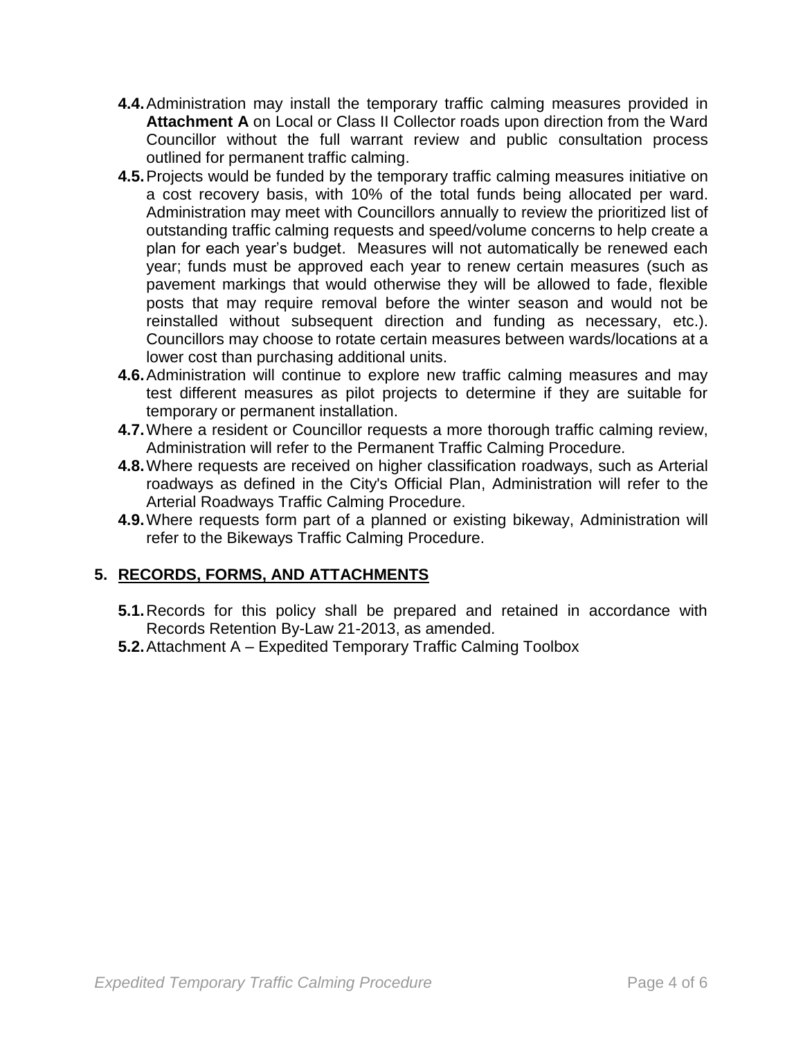**4.4.** Administration may install the temporary traffic calming measures provided in **Attachment A** on Local or Class II Collector roads upon direction from the Ward Councillor without the full warrant review and public consultation process outlined for permanent traffic calming.

**4.5.** Projects would be funded by the temporary traffic calming measures initiative on a cost recovery basis, with 10% of the total funds being allocated per ward. Administration may meet with Councillors annually to review the prioritized list of outstanding traffic calming requests and speed/volume concerns to help create a plan for each year's budget. Measures will not automatically be renewed each year; funds must be approved each year to renew certain measures (such as pavement markings that would otherwise they will be allowed to fade, flexible posts that may require removal before the winter season and would not be reinstalled without subsequent direction and funding as necessary, etc.). Councillors may choose to rotate certain measures between wards/locations at a lower cost than purchasing additional units.

**4.6.** Administration will continue to explore new traffic calming measures and may test different measures as pilot projects to determine if they are suitable for temporary or permanent installation.

**4.7.** Where a resident or Councillor requests a more thorough traffic calming review, Administration will refer to the Permanent Traffic Calming Procedure.

**4.8.** Where requests are received on higher classification roadways, such as Arterial roadways as defined in the City's Official Plan, Administration will refer to the Arterial Roadways Traffic Calming Procedure.

**4.9.** Where requests form part of a planned or existing bikeway, Administration will refer to the Bikeways Traffic Calming Procedure.

## 5. RECORDS, FORMS, AND ATTACHMENTS

**5.1.** Records for this policy shall be prepared and retained in accordance with Records Retention By-Law 21-2013, as amended.

**5.2.** Attachment A – Expedited Temporary Traffic Calming Toolbox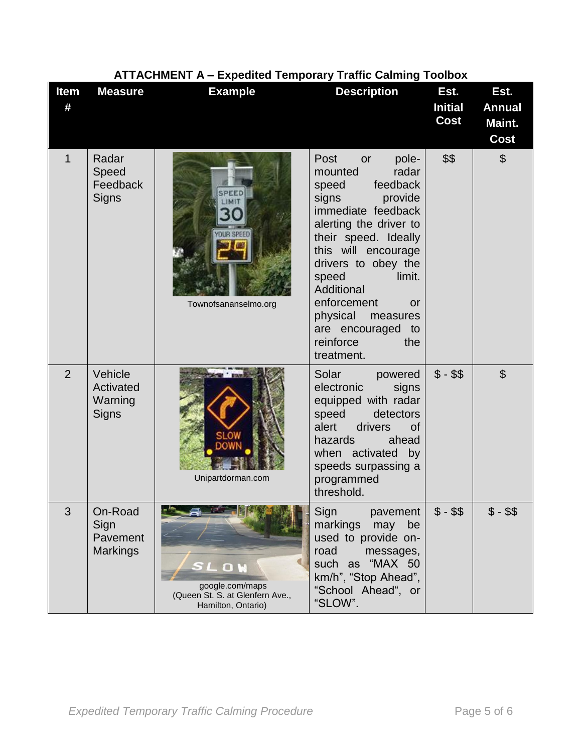**ATTACHMENT A – Expedited Temporary Traffic Calming Toolbox**

| Item # | Measure | Example | Description | Est. Initial Cost | Est. Annual Maint. Cost |
|---|---|---|---|---|---|
| 1 | Radar Speed Feedback Signs | Townofsananselmo.org | Post or pole-mounted radar speed feedback signs provide immediate feedback alerting the driver to their speed. Ideally this will encourage drivers to obey the speed limit. Additional enforcement or physical measures are encouraged to reinforce the treatment. | $$ | $ |
| 2 | Vehicle Activated Warning Signs | Unipartdorman.com | Solar powered electronic signs equipped with radar speed detectors alert drivers of hazards ahead when activated by speeds surpassing a programmed threshold. | $ - $$ | $ |
| 3 | On-Road Sign Pavement Markings | google.com/maps (Queen St. S. at Glenfern Ave., Hamilton, Ontario) | Sign pavement markings may be used to provide on-road messages, such as "MAX 50 km/h", "Stop Ahead", "School Ahead", or "SLOW". | $ - $$ | $ - $$ |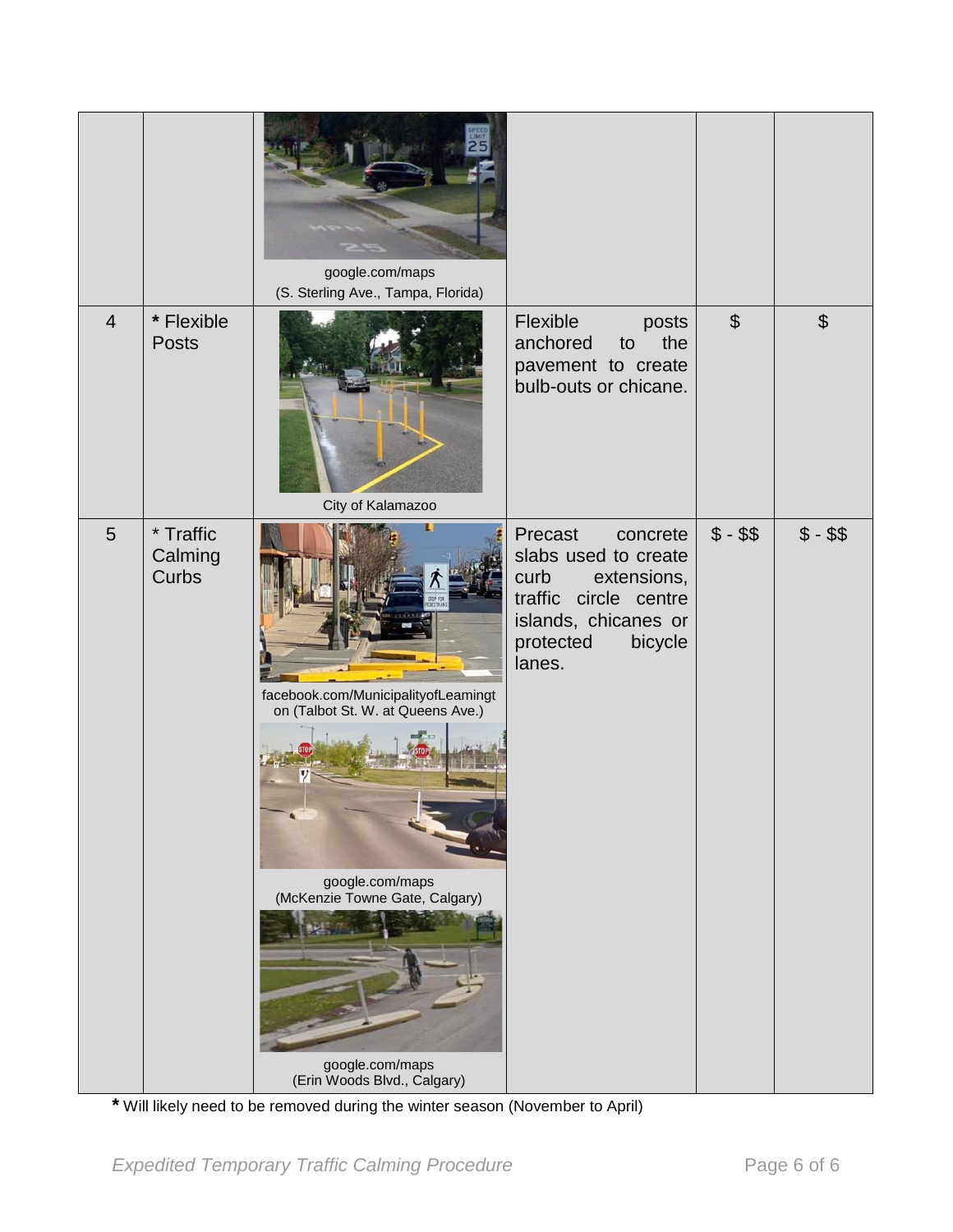| | | | | | |
|---|---|---|---|---|---|
| | | google.com/maps (S. Sterling Ave., Tampa, Florida) | | | |
| 4 | **\*** Flexible Posts | City of Kalamazoo | Flexible posts anchored to the pavement to create bulb-outs or chicane. | $ | $ |
| 5 | * Traffic Calming Curbs | facebook.com/MunicipalityofLeamington (Talbot St. W. at Queens Ave.) google.com/maps (McKenzie Towne Gate, Calgary) google.com/maps (Erin Woods Blvd., Calgary) | Precast concrete slabs used to create curb extensions, traffic circle centre islands, chicanes or protected bicycle lanes. | $ - $$ | $ - $$ |

**\*** Will likely need to be removed during the winter season (November to April)